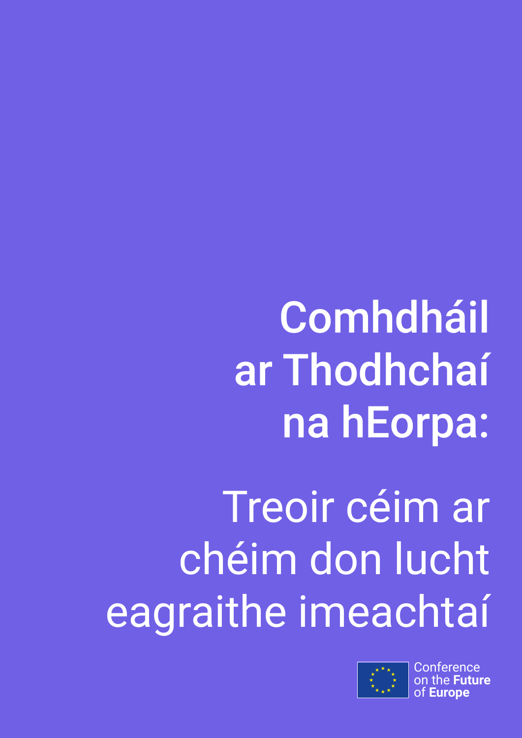# Comhdháil ar Thodhchaí na hEorpa:

## Treoir céim ar chéim don lucht eagraithe imeachtaí

Conference on the **Future** of **Europe**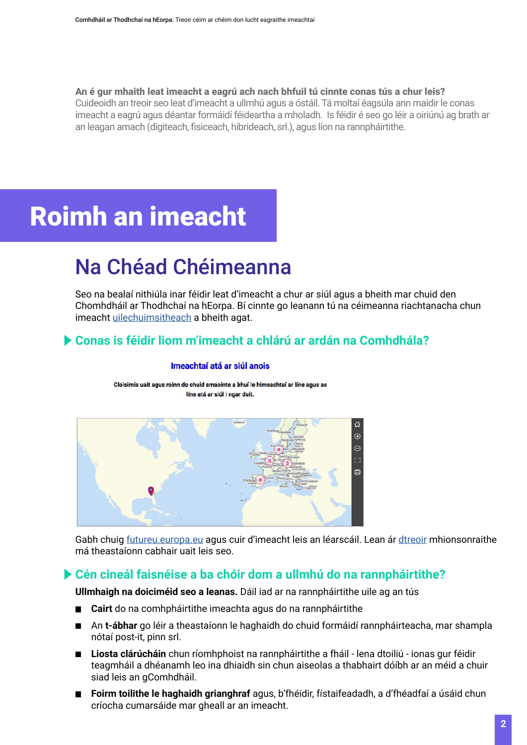**An é gur mhaith leat imeacht a eagrú ach nach bhfuil tú cinnte conas tús a chur leis?**
Cuideoidh an treoir seo leat d'imeacht a ullmhú agus a óstáil. Tá moltaí éagsúla ann maidir le conas imeacht a eagrú agus déantar formáidí féideartha a mholadh. Is féidir é seo go léir a oiriúnú ag brath ar an leagan amach (digiteach, fisiceach, hibrideach, srl.), agus líon na rannpháirtithe.

# Roimh an imeacht

## Na Chéad Chéimeanna

Seo na bealaí nithiúla inar féidir leat d'imeacht a chur ar siúl agus a bheith mar chuid den Chomhdháil ar Thodhchaí na hEorpa. Bí cinnte go leanann tú na céimeanna riachtanacha chun imeacht uilechuimsitheach a bheith agat.

### Conas is féidir liom m'imeacht a chlárú ar ardán na Comhdhála?

**Imeachtaí atá ar siúl anois**

Cloisimis uait agus roinn do chuid smaointe a bhuí le himeachtaí ar líne agus as líne atá ar siúl i ngar duit.

Gabh chuig futureu.europa.eu agus cuir d'imeacht leis an léarscáil. Lean ár dtreoir mhionsonraithe má theastaíonn cabhair uait leis seo.

### Cén cineál faisnéise a ba chóir dom a ullmhú do na rannpháirtithe?

**Ullmhaigh na doiciméid seo a leanas.** Dáil iad ar na rannpháirtithe uile ag an tús

- **Cairt** do na comhpháirtithe imeachta agus do na rannpháirtithe
- An **t-ábhar** go léir a theastaíonn le haghaidh do chuid formáidí rannpháirteacha, mar shampla nótaí post-it, pinn srl.
- **Liosta clárúcháin** chun ríomhphoist na rannpháirtithe a fháil - lena dtoiliú - ionas gur féidir teagmháil a dhéanamh leo ina dhiaidh sin chun aiseolas a thabhairt dóibh ar an méid a chuir siad leis an gComhdháil.
- **Foirm toilithe le haghaidh grianghraf** agus, b'fhéidir, fístaifeadadh, a d'fhéadfaí a úsáid chun críocha cumarsáide mar gheall ar an imeacht.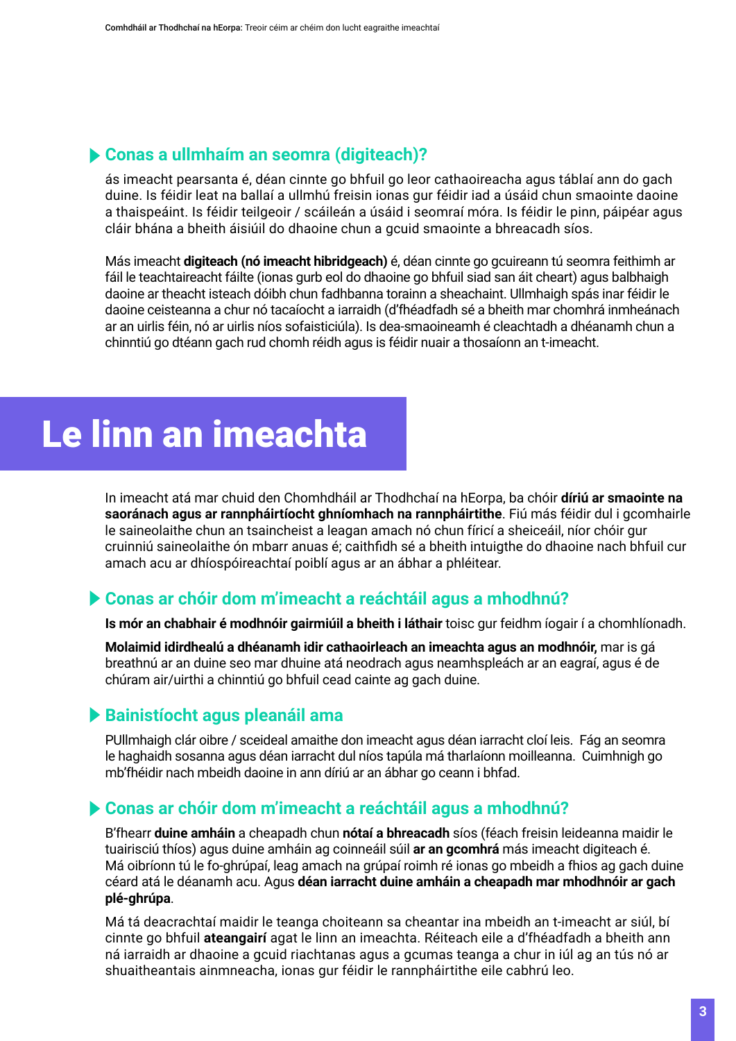### Conas a ullmhaím an seomra (digiteach)?

ás imeacht pearsanta é, déan cinnte go bhfuil go leor cathaoireacha agus táblaí ann do gach duine. Is féidir leat na ballaí a ullmhú freisin ionas gur féidir iad a úsáid chun smaointe daoine a thaispeáint. Is féidir teilgeoir / scáileán a úsáid i seomraí móra. Is féidir le pinn, páipéar agus cláir bhána a bheith áisiúil do dhaoine chun a gcuid smaointe a bhreacadh síos.

Más imeacht **digiteach (nó imeacht hibridgeach)** é, déan cinnte go gcuireann tú seomra feithimh ar fáil le teachtaireacht fáilte (ionas gurb eol do dhaoine go bhfuil siad san áit cheart) agus balbhaigh daoine ar theacht isteach dóibh chun fadhbanna torainn a sheachaint. Ullmhaigh spás inar féidir le daoine ceisteanna a chur nó tacaíocht a iarraidh (d'fhéadfadh sé a bheith mar chomhrá inmheánach ar an uirlis féin, nó ar uirlis níos sofaisticiúla). Is dea-smaoineamh é cleachtadh a dhéanamh chun a chinntiú go dtéann gach rud chomh réidh agus is féidir nuair a thosaíonn an t-imeacht.

# Le linn an imeachta

In imeacht atá mar chuid den Chomhdháil ar Thodhchaí na hEorpa, ba chóir **díriú ar smaointe na saoránach agus ar rannpháirtíocht ghníomhach na rannpháirtithe**. Fiú más féidir dul i gcomhairle le saineolaithe chun an tsaincheist a leagan amach nó chun fíricí a sheiceáil, níor chóir gur cruinniú saineolaithe ón mbarr anuas é; caithfidh sé a bheith intuigthe do dhaoine nach bhfuil cur amach acu ar dhíospóireachtaí poiblí agus ar an ábhar a phléitear.

### Conas ar chóir dom m'imeacht a reáchtáil agus a mhodhnú?

**Is mór an chabhair é modhnóir gairmiúil a bheith i láthair** toisc gur feidhm íogair í a chomhlíonadh.

**Molaimid idirdhealú a dhéanamh idir cathaoirleach an imeachta agus an modhnóir,** mar is gá breathnú ar an duine seo mar dhuine atá neodrach agus neamhspleách ar an eagraí, agus é de chúram air/uirthi a chinntiú go bhfuil cead cainte ag gach duine.

### Bainistíocht agus pleanáil ama

PUllmhaigh clár oibre / sceideal amaithe don imeacht agus déan iarracht cloí leis. Fág an seomra le haghaidh sosanna agus déan iarracht dul níos tapúla má tharlaíonn moilleanna. Cuimhnigh go mb'fhéidir nach mbeidh daoine in ann díriú ar an ábhar go ceann i bhfad.

### Conas ar chóir dom m'imeacht a reáchtáil agus a mhodhnú?

B'fhearr **duine amháin** a cheapadh chun **nótaí a bhreacadh** síos (féach freisin leideanna maidir le tuairisciú thíos) agus duine amháin ag coinneáil súil **ar an gcomhrá** más imeacht digiteach é. Má oibríonn tú le fo-ghrúpaí, leag amach na grúpaí roimh ré ionas go mbeidh a fhios ag gach duine céard atá le déanamh acu. Agus **déan iarracht duine amháin a cheapadh mar mhodhnóir ar gach plé-ghrúpa**.

Má tá deacrachtaí maidir le teanga choiteann sa cheantar ina mbeidh an t-imeacht ar siúl, bí cinnte go bhfuil **ateangairí** agat le linn an imeachta. Réiteach eile a d'fhéadfadh a bheith ann ná iarraidh ar dhaoine a gcuid riachtanas agus a gcumas teanga a chur in iúl ag an tús nó ar shuaitheantais ainmneacha, ionas gur féidir le rannpháirtithe eile cabhrú leo.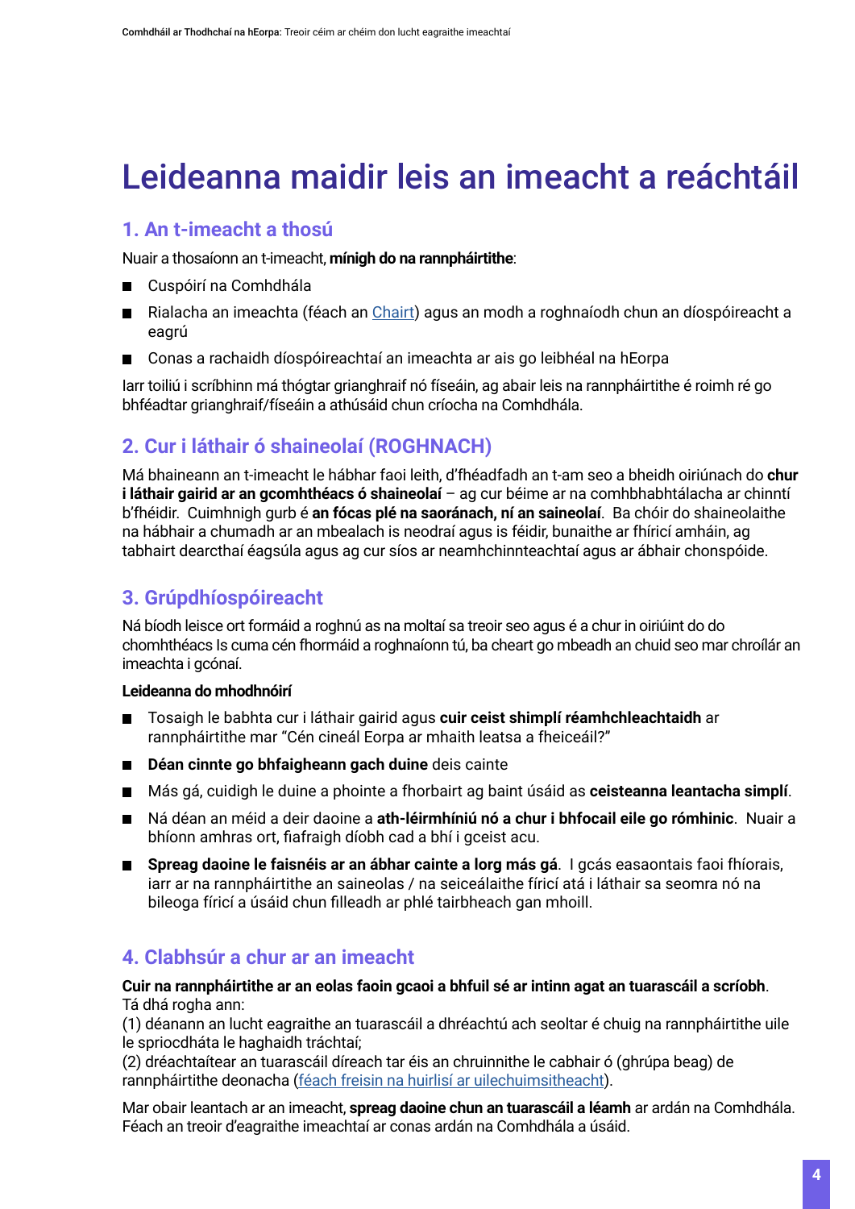# Leideanna maidir leis an imeacht a reáchtáil

## 1. An t-imeacht a thosú

Nuair a thosaíonn an t-imeacht, **mínigh do na rannpháirtithe**:

- Cuspóirí na Comhdhála
- Rialacha an imeachta (féach an [Chairt](#)) agus an modh a roghnaíodh chun an díospóireacht a eagrú
- Conas a rachaidh díospóireachtaí an imeachta ar ais go leibhéal na hEorpa

Iarr toiliú i scríbhinn má thógtar grianghraif nó físeáin, ag abair leis na rannpháirtithe é roimh ré go bhféadtar grianghraif/físeáin a athúsáid chun críocha na Comhdhála.

## 2. Cur i láthair ó shaineolaí (ROGHNACH)

Má bhaineann an t-imeacht le hábhar faoi leith, d'fhéadfadh an t-am seo a bheidh oiriúnach do **chur i láthair gairid ar an gcomhthéacs ó shaineolaí** – ag cur béime ar na comhbhabhtálacha ar chinntí b'fhéidir. Cuimhnigh gurb é **an fócas plé na saoránach, ní an saineolaí**. Ba chóir do shaineolaithe na hábhair a chumadh ar an mbealach is neodraí agus is féidir, bunaithe ar fhíricí amháin, ag tabhairt dearcthaí éagsúla agus ag cur síos ar neamhchinnteachtaí agus ar ábhair chonspóide.

## 3. Grúpdhíospóireacht

Ná bíodh leisce ort formáid a roghnú as na moltaí sa treoir seo agus é a chur in oiriúint do do chomhthéacs Is cuma cén fhormáid a roghnaíonn tú, ba cheart go mbeadh an chuid seo mar chroílár an imeachta i gcónaí.

**Leideanna do mhodhnóirí**

- Tosaigh le babhta cur i láthair gairid agus **cuir ceist shimplí réamhchleachtaidh** ar rannpháirtithe mar "Cén cineál Eorpa ar mhaith leatsa a fheiceáil?"
- **Déan cinnte go bhfaigheann gach duine** deis cainte
- Más gá, cuidigh le duine a phointe a fhorbairt ag baint úsáid as **ceisteanna leantacha simplí**.
- Ná déan an méid a deir daoine a **ath-léirmhíniú nó a chur i bhfocail eile go rómhinic**. Nuair a bhíonn amhras ort, fiafraigh díobh cad a bhí i gceist acu.
- **Spreag daoine le faisnéis ar an ábhar cainte a lorg más gá**. I gcás easaontais faoi fhíorais, iarr ar na rannpháirtithe an saineolas / na seiceálaithe fíricí atá i láthair sa seomra nó na bileoga fíricí a úsáid chun filleadh ar phlé tairbheach gan mhoill.

## 4. Clabhsúr a chur ar an imeacht

**Cuir na rannpháirtithe ar an eolas faoin gcaoi a bhfuil sé ar intinn agat an tuarascáil a scríobh**. Tá dhá rogha ann:
(1) déanann an lucht eagraithe an tuarascáil a dhréachtú ach seoltar é chuig na rannpháirtithe uile le spriocdháta le haghaidh tráchtaí;
(2) dréachtaítear an tuarascáil díreach tar éis an chruinnithe le cabhair ó (ghrúpa beag) de rannpháirtithe deonacha ([féach freisin na huirlisí ar uilechuimsitheacht](#)).

Mar obair leantach ar an imeacht, **spreag daoine chun an tuarascáil a léamh** ar ardán na Comhdhála. Féach an treoir d'eagraithe imeachtaí ar conas ardán na Comhdhála a úsáid.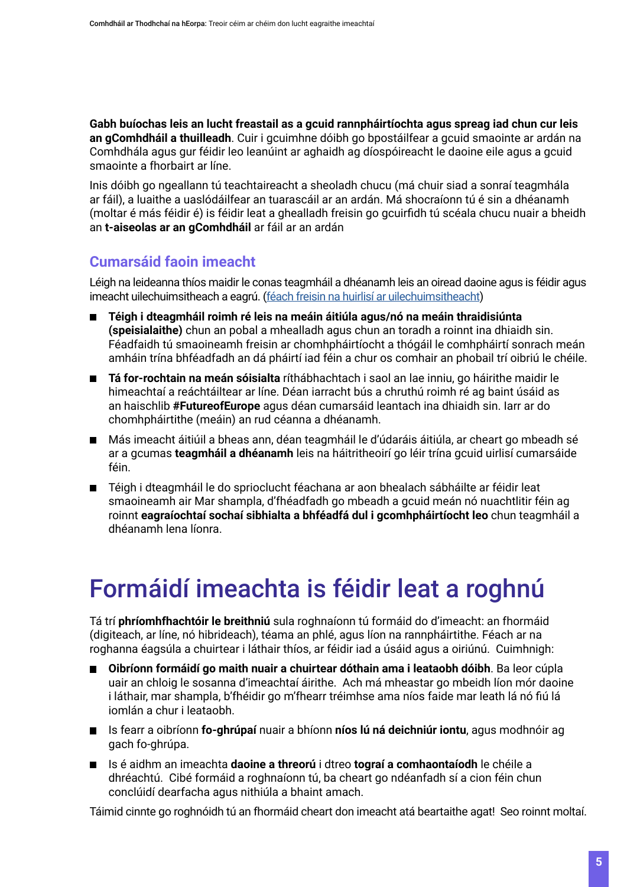**Gabh buíochas leis an lucht freastail as a gcuid rannpháirtíochta agus spreag iad chun cur leis an gComhdháil a thuilleadh**. Cuir i gcuimhne dóibh go bpostáilfear a gcuid smaointe ar ardán na Comhdhála agus gur féidir leo leanúint ar aghaidh ag díospóireacht le daoine eile agus a gcuid smaointe a fhorbairt ar líne.

Inis dóibh go ngeallann tú teachtaireacht a sheoladh chucu (má chuir siad a sonraí teagmhála ar fáil), a luaithe a uaslódáilfear an tuarascáil ar an ardán. Má shocraíonn tú é sin a dhéanamh (moltar é más féidir é) is féidir leat a ghealladh freisin go gcuirfidh tú scéala chucu nuair a bheidh an **t-aiseolas ar an gComhdháil** ar fáil ar an ardán

## Cumarsáid faoin imeacht

Léigh na leideanna thíos maidir le conas teagmháil a dhéanamh leis an oiread daoine agus is féidir agus imeacht uilechuimsitheach a eagrú. ([féach freisin na huirlisí ar uilechuimsitheacht]())

- **Téigh i dteagmháil roimh ré leis na meáin áitiúla agus/nó na meáin thraidisiúnta (speisialaithe)** chun an pobal a mhealladh agus chun an toradh a roinnt ina dhiaidh sin. Féadfaidh tú smaoineamh freisin ar chomhpháirtíocht a thógáil le comhpháirtí sonrach meán amháin trína bhféadfadh an dá pháirtí iad féin a chur os comhair an phobail trí oibriú le chéile.
- **Tá for-rochtain na meán sóisialta** ríthábhachtach i saol an lae inniu, go háirithe maidir le himeachtaí a reáchtáiltear ar líne. Déan iarracht bús a chruthú roimh ré ag baint úsáid as an haischlib **#FutureofEurope** agus déan cumarsáid leantach ina dhiaidh sin. Iarr ar do chomhpháirtithe (meáin) an rud céanna a dhéanamh.
- Más imeacht áitiúil a bheas ann, déan teagmháil le d'údaráis áitiúla, ar cheart go mbeadh sé ar a gcumas **teagmháil a dhéanamh** leis na háitritheoirí go léir trína gcuid uirlisí cumarsáide féin.
- Téigh i dteagmháil le do spriocluċht féachana ar aon bhealach sábháilte ar féidir leat smaoineamh air Mar shampla, d'fhéadfadh go mbeadh a gcuid meán nó nuachtlitir féin ag roinnt **eagraíochtaí sochaí sibhialta a bhféadfá dul i gcomhpháirtíocht leo** chun teagmháil a dhéanamh lena líonra.

# Formáidí imeachta is féidir leat a roghnú

Tá trí **phríomhfhachtóir le breithniú** sula roghnaíonn tú formáid do d'imeacht: an fhormáid (digiteach, ar líne, nó hibrideach), téama an phlé, agus líon na rannpháirtithe. Féach ar na roghanna éagsúla a chuirtear i láthair thíos, ar féidir iad a úsáid agus a oiriúnú. Cuimhnigh:

- **Oibríonn formáidí go maith nuair a chuirtear dóthain ama i leataobh dóibh**. Ba leor cúpla uair an chloig le sosanna d'imeachtaí áirithe. Ach má mheastar go mbeidh líon mór daoine i láthair, mar shampla, b'fhéidir go m'fhearr tréimhse ama níos faide mar leath lá nó fiú lá iomlán a chur i leataobh.
- Is fearr a oibríonn **fo-ghrúpaí** nuair a bhíonn **níos lú ná deichniúr iontu**, agus modhnóir ag gach fo-ghrúpa.
- Is é aidhm an imeachta **daoine a threorú** i dtreo **tograí a comhaontaíodh** le chéile a dhréachtú. Cibé formáid a roghnaíonn tú, ba cheart go ndéanfadh sí a cion féin chun conclúidí dearfacha agus nithiúla a bhaint amach.

Táimid cinnte go roghnóidh tú an fhormáid cheart don imeacht atá beartaithe agat! Seo roinnt moltaí.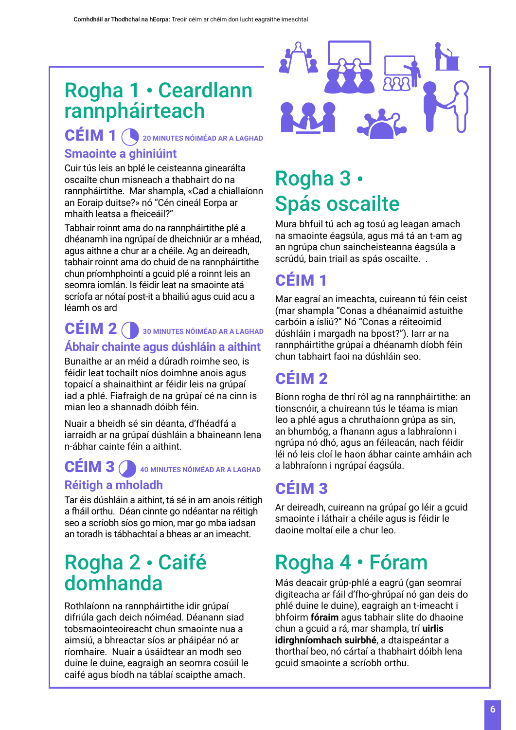## Rogha 1 • Ceardlann rannpháirteach

### CÉIM 1 — 20 MINUTES NÓIMÉAD AR A LAGHAD

**Smaointe a ghiniúint**

Cuir tús leis an bplé le ceisteanna ginearálta oscailte chun misneach a thabhairt do na rannpháirtithe. Mar shampla, «Cad a chiallaíonn an Eoraip duitse?» nó "Cén cineál Eorpa ar mhaith leatsa a fheiceáil?"

Tabhair roinnt ama do na rannpháirtithe plé a dhéanamh ina ngrúpaí de dheichniúr ar a mhéad, agus aithne a chur ar a chéile. Ag an deireadh, tabhair roinnt ama do chuid de na rannpháirtithe chun príomhphointí a gcuid plé a roinnt leis an seomra iomlán. Is féidir leat na smaointe atá scríofa ar nótaí post-it a bhailiú agus cuid acu a léamh os ard

### CÉIM 2 — 30 MINUTES NÓIMÉAD AR A LAGHAD

**Ábhair chainte agus dúshláin a aithint**

Bunaithe ar an méid a dúradh roimhe seo, is féidir leat tochailt níos doimhne anois agus topaicí a shainaithint ar féidir leis na grúpaí iad a phlé. Fiafraigh de na grúpaí cé na cinn is mian leo a shannadh dóibh féin.

Nuair a bheidh sé sin déanta, d'fhéadfá a iarraidh ar na grúpaí dúshláin a bhaineann lena n-ábhar cainte féin a aithint.

### CÉIM 3 — 40 MINUTES NÓIMÉAD AR A LAGHAD

**Réitigh a mholadh**

Tar éis dúshláin a aithint, tá sé in am anois réitigh a fháil orthu. Déan cinnte go ndéantar na réitigh seo a scríobh síos go mion, mar go mba iadsan an toradh is tábhachtaí a bheas ar an imeacht.

## Rogha 2 • Caifé domhanda

Rothlaíonn na rannpháirtithe idir grúpaí difriúla gach deich nóiméad. Déanann siad tobsmaointeoireacht chun smaointe nua a aimsiú, a bhreactar síos ar pháipéar nó ar ríomhaire. Nuair a úsáidtear an modh seo duine le duine, eagraigh an seomra cosúil le caifé agus bíodh na táblaí scaipthe amach.

## Rogha 3 • Spás oscailte

Mura bhfuil tú ach ag tosú ag leagan amach na smaointe éagsúla, agus má tá an t-am ag an ngrúpa chun saincheisteanna éagsúla a scrúdú, bain triail as spás oscailte. .

### CÉIM 1

Mar eagraí an imeachta, cuireann tú féin ceist (mar shampla "Conas a dhéanaimid astuithe carbóin a ísliú?" Nó "Conas a réiteoimid dúshláin i margadh na bpost?"). Iarr ar na rannpháirtithe grúpaí a dhéanamh díobh féin chun tabhairt faoi na dúshláin seo.

### CÉIM 2

Bíonn rogha de thrí ról ag na rannpháirtithe: an tionscnóir, a chuireann tús le téama is mian leo a phlé agus a chruthaíonn grúpa as sin, an bhumbóg, a fhanann agus a labhraíonn i ngrúpa nó dhó, agus an féileacán, nach féidir léi nó leis cloí le haon ábhar cainte amháin ach a labhraíonn i ngrúpaí éagsúla.

### CÉIM 3

Ar deireadh, cuireann na grúpaí go léir a gcuid smaointe i láthair a chéile agus is féidir le daoine moltaí eile a chur leo.

## Rogha 4 • Fóram

Más deacair grúp-phlé a eagrú (gan seomraí digiteacha ar fáil d'fho-ghrúpaí nó gan deis do phlé duine le duine), eagraigh an t-imeacht i bhfoirm **fóraim** agus tabhair slite do dhaoine chun a gcuid a rá, mar shampla, trí **uirlis idirghníomhach suirbhé**, a dtaispeántar a thorthaí beo, nó cártaí a thabhairt dóibh lena gcuid smaointe a scríobh orthu.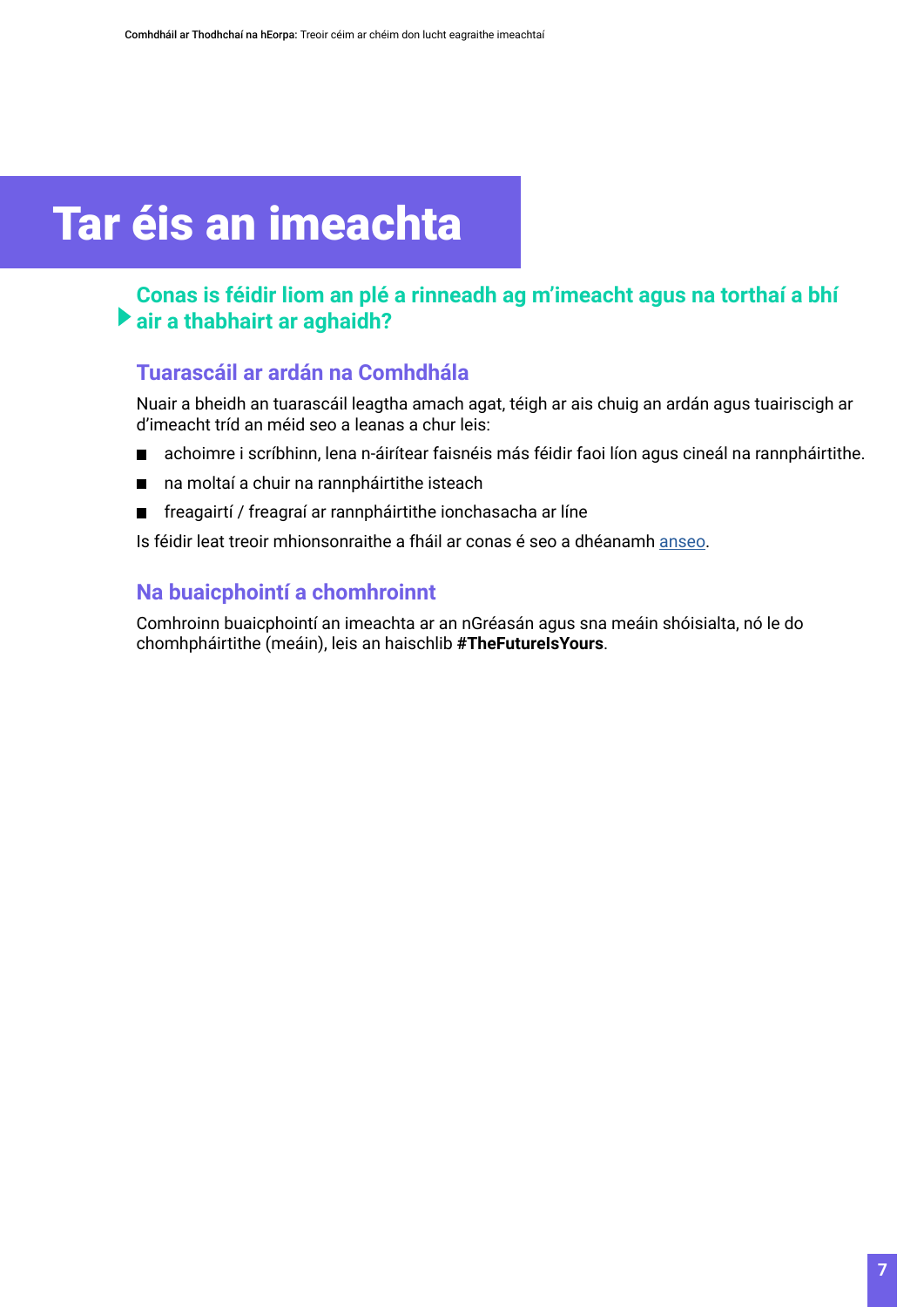# Tar éis an imeachta

## Conas is féidir liom an plé a rinneadh ag m'imeacht agus na torthaí a bhí air a thabhairt ar aghaidh?

### Tuarascáil ar ardán na Comhdhála

Nuair a bheidh an tuarascáil leagtha amach agat, téigh ar ais chuig an ardán agus tuairiscigh ar d'imeacht tríd an méid seo a leanas a chur leis:

- achoimre i scríbhinn, lena n-áirítear faisnéis más féidir faoi líon agus cineál na rannpháirtithe.
- na moltaí a chuir na rannpháirtithe isteach
- freagairtí / freagraí ar rannpháirtithe ionchasacha ar líne

Is féidir leat treoir mhionsonraithe a fháil ar conas é seo a dhéanamh anseo.

### Na buaicphointí a chomhroinnt

Comhroinn buaicphointí an imeachta ar an nGréasán agus sna meáin shóisialta, nó le do chomhpháirtithe (meáin), leis an haischlib **#TheFutureIsYours**.